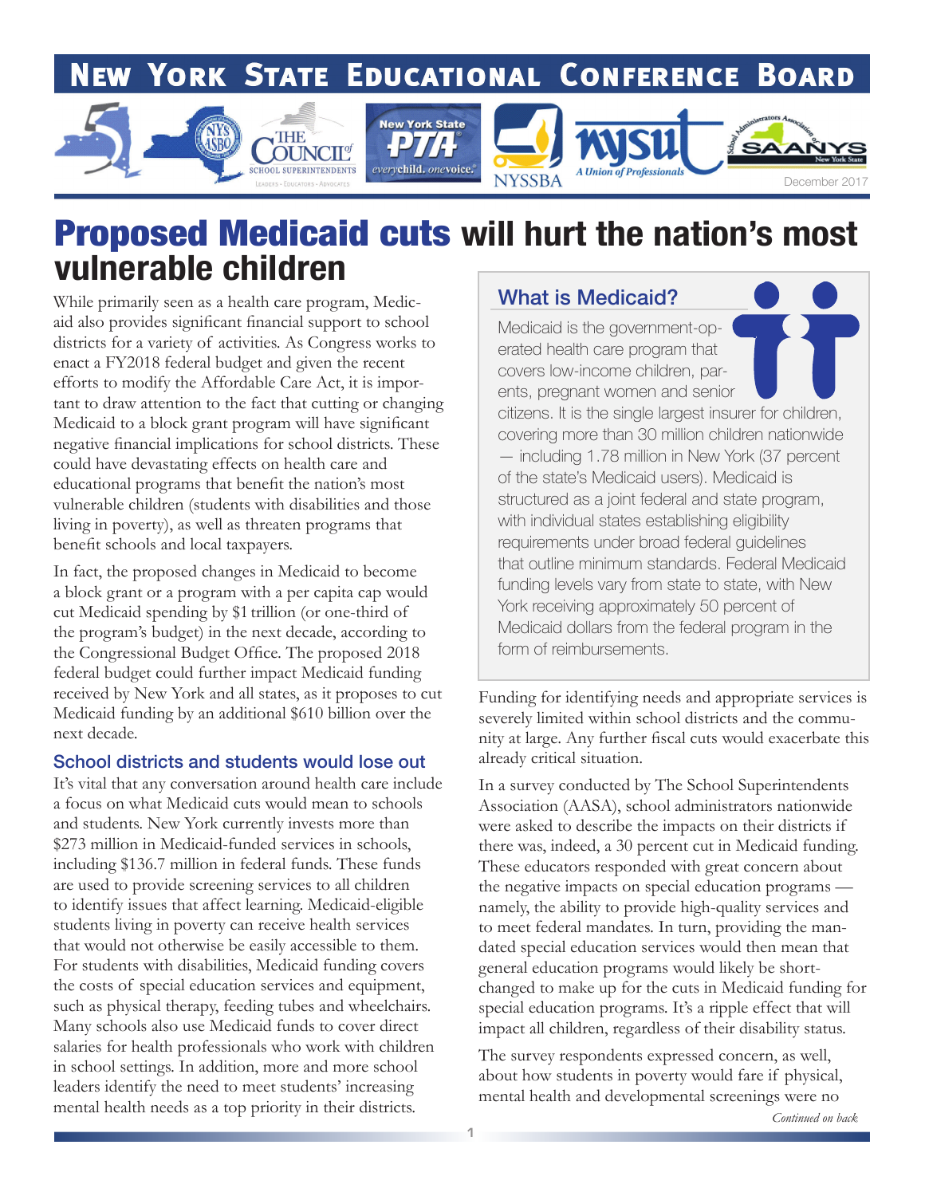# New York State Educational Conference Board

December 2017

# Proposed Medicaid cuts will hurt the nation's most vulnerable children

While primarily seen as a health care program, Medicaid also provides significant financial support to school districts for a variety of activities. As Congress works to enact a FY2018 federal budget and given the recent efforts to modify the Affordable Care Act, it is important to draw attention to the fact that cutting or changing Medicaid to a block grant program will have significant negative financial implications for school districts. These could have devastating effects on health care and educational programs that benefit the nation's most vulnerable children (students with disabilities and those living in poverty), as well as threaten programs that benefit schools and local taxpayers.

In fact, the proposed changes in Medicaid to become a block grant or a program with a per capita cap would cut Medicaid spending by $1 trillion (or one-third of the program's budget) in the next decade, according to the Congressional Budget Office. The proposed 2018 federal budget could further impact Medicaid funding received by New York and all states, as it proposes to cut Medicaid funding by an additional $610 billion over the next decade.

## School districts and students would lose out

It's vital that any conversation around health care include a focus on what Medicaid cuts would mean to schools and students. New York currently invests more than $273 million in Medicaid-funded services in schools, including $136.7 million in federal funds. These funds are used to provide screening services to all children to identify issues that affect learning. Medicaid-eligible students living in poverty can receive health services that would not otherwise be easily accessible to them. For students with disabilities, Medicaid funding covers the costs of special education services and equipment, such as physical therapy, feeding tubes and wheelchairs. Many schools also use Medicaid funds to cover direct salaries for health professionals who work with children in school settings. In addition, more and more school leaders identify the need to meet students' increasing mental health needs as a top priority in their districts.

## What is Medicaid?

Medicaid is the government-operated health care program that covers low-income children, parents, pregnant women and senior citizens. It is the single largest insurer for children, covering more than 30 million children nationwide — including 1.78 million in New York (37 percent of the state's Medicaid users). Medicaid is structured as a joint federal and state program, with individual states establishing eligibility requirements under broad federal guidelines that outline minimum standards. Federal Medicaid funding levels vary from state to state, with New York receiving approximately 50 percent of Medicaid dollars from the federal program in the form of reimbursements.

Funding for identifying needs and appropriate services is severely limited within school districts and the community at large. Any further fiscal cuts would exacerbate this already critical situation.

In a survey conducted by The School Superintendents Association (AASA), school administrators nationwide were asked to describe the impacts on their districts if there was, indeed, a 30 percent cut in Medicaid funding. These educators responded with great concern about the negative impacts on special education programs — namely, the ability to provide high-quality services and to meet federal mandates. In turn, providing the mandated special education services would then mean that general education programs would likely be short-changed to make up for the cuts in Medicaid funding for special education programs. It's a ripple effect that will impact all children, regardless of their disability status.

The survey respondents expressed concern, as well, about how students in poverty would fare if physical, mental health and developmental screenings were no

*Continued on back*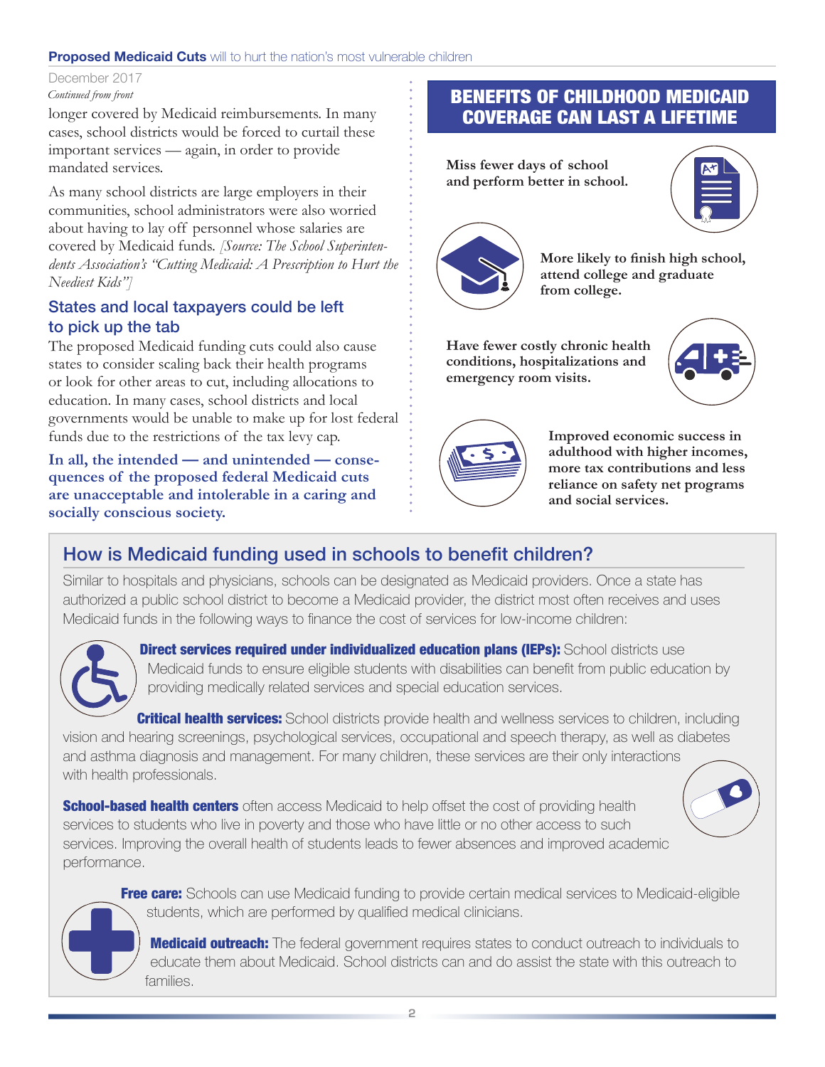December 2017

*Continued from front*

longer covered by Medicaid reimbursements. In many cases, school districts would be forced to curtail these important services — again, in order to provide mandated services.

As many school districts are large employers in their communities, school administrators were also worried about having to lay off personnel whose salaries are covered by Medicaid funds. *[Source: The School Superintendents Association's "Cutting Medicaid: A Prescription to Hurt the Neediest Kids"]*

### States and local taxpayers could be left to pick up the tab

The proposed Medicaid funding cuts could also cause states to consider scaling back their health programs or look for other areas to cut, including allocations to education. In many cases, school districts and local governments would be unable to make up for lost federal funds due to the restrictions of the tax levy cap.

**In all, the intended — and unintended — consequences of the proposed federal Medicaid cuts are unacceptable and intolerable in a caring and socially conscious society.**

## BENEFITS OF CHILDHOOD MEDICAID COVERAGE CAN LAST A LIFETIME

**Miss fewer days of school and perform better in school.**

**More likely to finish high school, attend college and graduate from college.**

**Have fewer costly chronic health conditions, hospitalizations and emergency room visits.**

**Improved economic success in adulthood with higher incomes, more tax contributions and less reliance on safety net programs and social services.**

## How is Medicaid funding used in schools to benefit children?

Similar to hospitals and physicians, schools can be designated as Medicaid providers. Once a state has authorized a public school district to become a Medicaid provider, the district most often receives and uses Medicaid funds in the following ways to finance the cost of services for low-income children:

**Direct services required under individualized education plans (IEPs):** School districts use Medicaid funds to ensure eligible students with disabilities can benefit from public education by providing medically related services and special education services.

**Critical health services:** School districts provide health and wellness services to children, including vision and hearing screenings, psychological services, occupational and speech therapy, as well as diabetes and asthma diagnosis and management. For many children, these services are their only interactions with health professionals.

**School-based health centers** often access Medicaid to help offset the cost of providing health services to students who live in poverty and those who have little or no other access to such services. Improving the overall health of students leads to fewer absences and improved academic performance.

**Free care:** Schools can use Medicaid funding to provide certain medical services to Medicaid-eligible students, which are performed by qualified medical clinicians.

**Medicaid outreach:** The federal government requires states to conduct outreach to individuals to educate them about Medicaid. School districts can and do assist the state with this outreach to families.